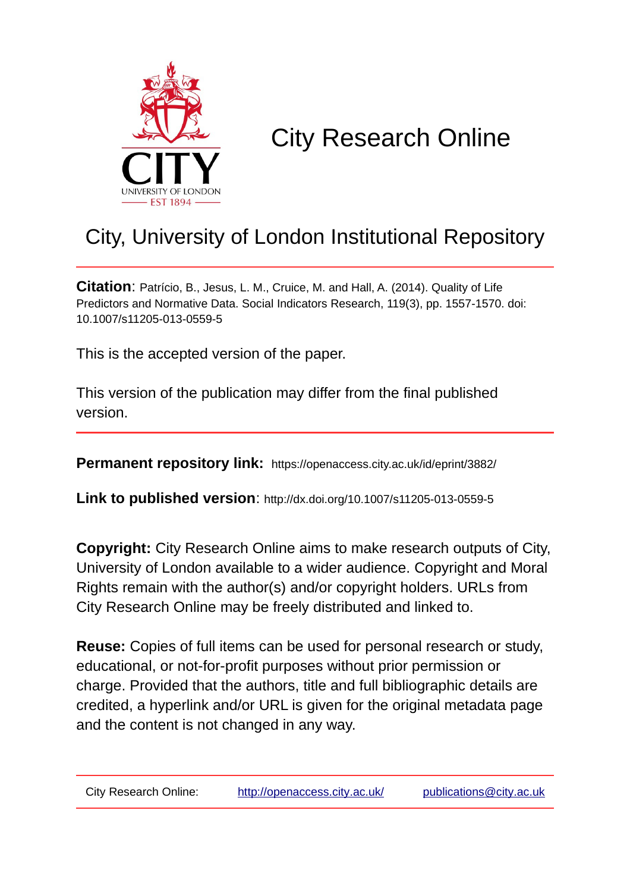# City Research Online

## City, University of London Institutional Repository

**Citation**: Patrício, B., Jesus, L. M., Cruice, M. and Hall, A. (2014). Quality of Life Predictors and Normative Data. Social Indicators Research, 119(3), pp. 1557-1570. doi: 10.1007/s11205-013-0559-5

This is the accepted version of the paper.

This version of the publication may differ from the final published version.

**Permanent repository link:** https://openaccess.city.ac.uk/id/eprint/3882/

**Link to published version**: http://dx.doi.org/10.1007/s11205-013-0559-5

**Copyright:** City Research Online aims to make research outputs of City, University of London available to a wider audience. Copyright and Moral Rights remain with the author(s) and/or copyright holders. URLs from City Research Online may be freely distributed and linked to.

**Reuse:** Copies of full items can be used for personal research or study, educational, or not-for-profit purposes without prior permission or charge. Provided that the authors, title and full bibliographic details are credited, a hyperlink and/or URL is given for the original metadata page and the content is not changed in any way.

City Research Online: http://openaccess.city.ac.uk/ publications@city.ac.uk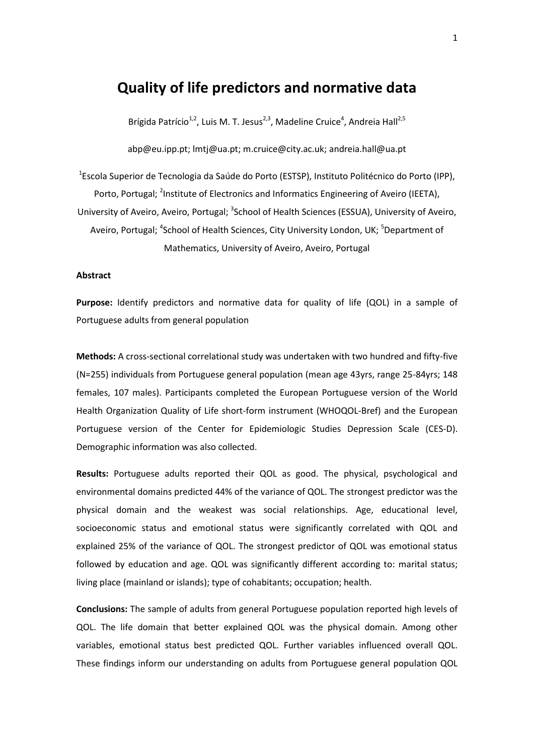# Quality of life predictors and normative data

Brígida Patrício[1,2], Luis M. T. Jesus[2,3], Madeline Cruice[4], Andreia Hall[2,5]

abp@eu.ipp.pt; lmtj@ua.pt; m.cruice@city.ac.uk; andreia.hall@ua.pt

[1]Escola Superior de Tecnologia da Saúde do Porto (ESTSP), Instituto Politécnico do Porto (IPP), Porto, Portugal; [2]Institute of Electronics and Informatics Engineering of Aveiro (IEETA), University of Aveiro, Aveiro, Portugal; [3]School of Health Sciences (ESSUA), University of Aveiro, Aveiro, Portugal; [4]School of Health Sciences, City University London, UK; [5]Department of Mathematics, University of Aveiro, Aveiro, Portugal

**Abstract**

**Purpose:** Identify predictors and normative data for quality of life (QOL) in a sample of Portuguese adults from general population

**Methods:** A cross-sectional correlational study was undertaken with two hundred and fifty-five (N=255) individuals from Portuguese general population (mean age 43yrs, range 25-84yrs; 148 females, 107 males). Participants completed the European Portuguese version of the World Health Organization Quality of Life short-form instrument (WHOQOL-Bref) and the European Portuguese version of the Center for Epidemiologic Studies Depression Scale (CES-D). Demographic information was also collected.

**Results:** Portuguese adults reported their QOL as good. The physical, psychological and environmental domains predicted 44% of the variance of QOL. The strongest predictor was the physical domain and the weakest was social relationships. Age, educational level, socioeconomic status and emotional status were significantly correlated with QOL and explained 25% of the variance of QOL. The strongest predictor of QOL was emotional status followed by education and age. QOL was significantly different according to: marital status; living place (mainland or islands); type of cohabitants; occupation; health.

**Conclusions:** The sample of adults from general Portuguese population reported high levels of QOL. The life domain that better explained QOL was the physical domain. Among other variables, emotional status best predicted QOL. Further variables influenced overall QOL. These findings inform our understanding on adults from Portuguese general population QOL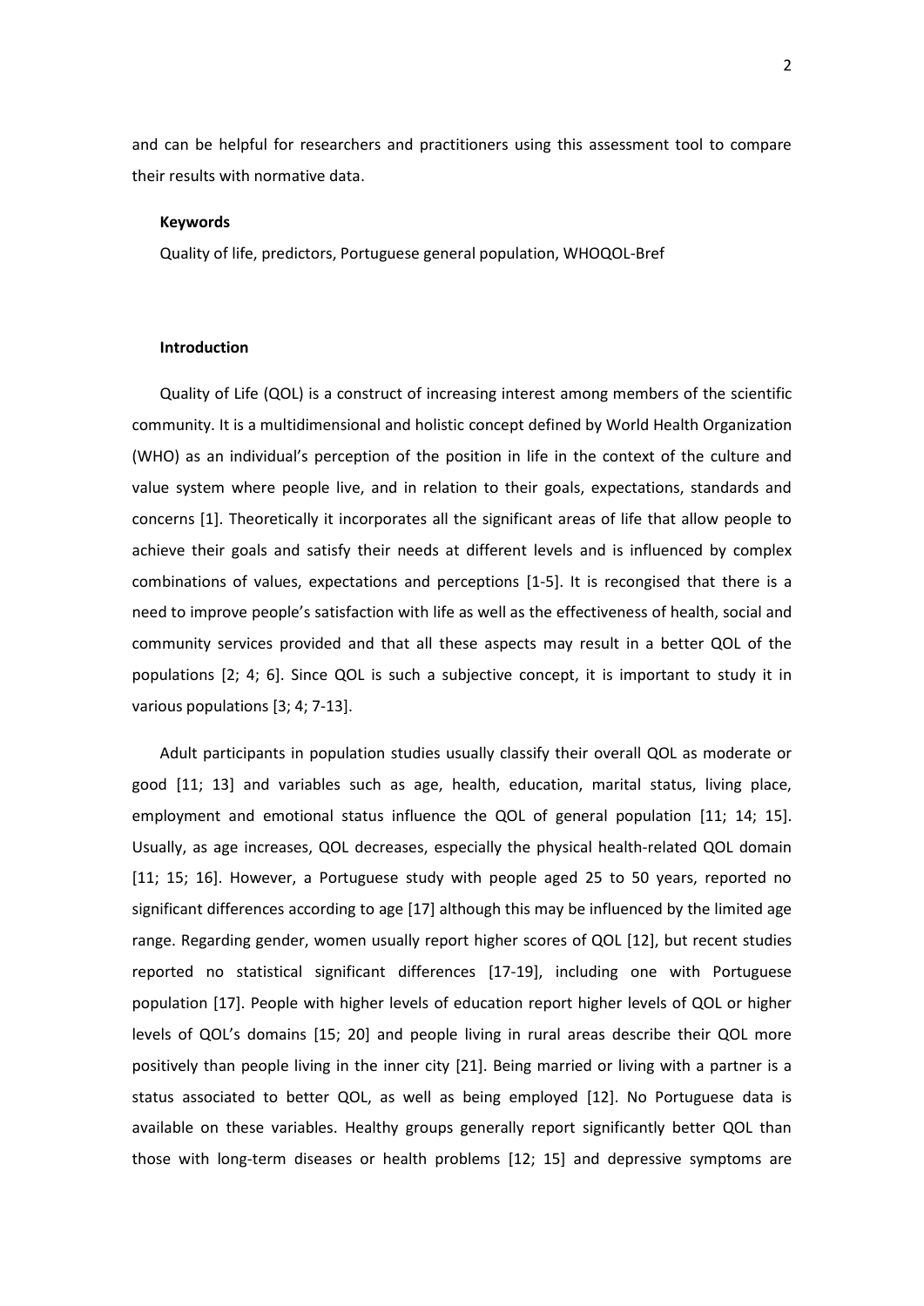and can be helpful for researchers and practitioners using this assessment tool to compare their results with normative data.

**Keywords**

Quality of life, predictors, Portuguese general population, WHOQOL-Bref

## Introduction

Quality of Life (QOL) is a construct of increasing interest among members of the scientific community. It is a multidimensional and holistic concept defined by World Health Organization (WHO) as an individual's perception of the position in life in the context of the culture and value system where people live, and in relation to their goals, expectations, standards and concerns [1]. Theoretically it incorporates all the significant areas of life that allow people to achieve their goals and satisfy their needs at different levels and is influenced by complex combinations of values, expectations and perceptions [1-5]. It is recongised that there is a need to improve people's satisfaction with life as well as the effectiveness of health, social and community services provided and that all these aspects may result in a better QOL of the populations [2; 4; 6]. Since QOL is such a subjective concept, it is important to study it in various populations [3; 4; 7-13].

Adult participants in population studies usually classify their overall QOL as moderate or good [11; 13] and variables such as age, health, education, marital status, living place, employment and emotional status influence the QOL of general population [11; 14; 15]. Usually, as age increases, QOL decreases, especially the physical health-related QOL domain [11; 15; 16]. However, a Portuguese study with people aged 25 to 50 years, reported no significant differences according to age [17] although this may be influenced by the limited age range. Regarding gender, women usually report higher scores of QOL [12], but recent studies reported no statistical significant differences [17-19], including one with Portuguese population [17]. People with higher levels of education report higher levels of QOL or higher levels of QOL's domains [15; 20] and people living in rural areas describe their QOL more positively than people living in the inner city [21]. Being married or living with a partner is a status associated to better QOL, as well as being employed [12]. No Portuguese data is available on these variables. Healthy groups generally report significantly better QOL than those with long-term diseases or health problems [12; 15] and depressive symptoms are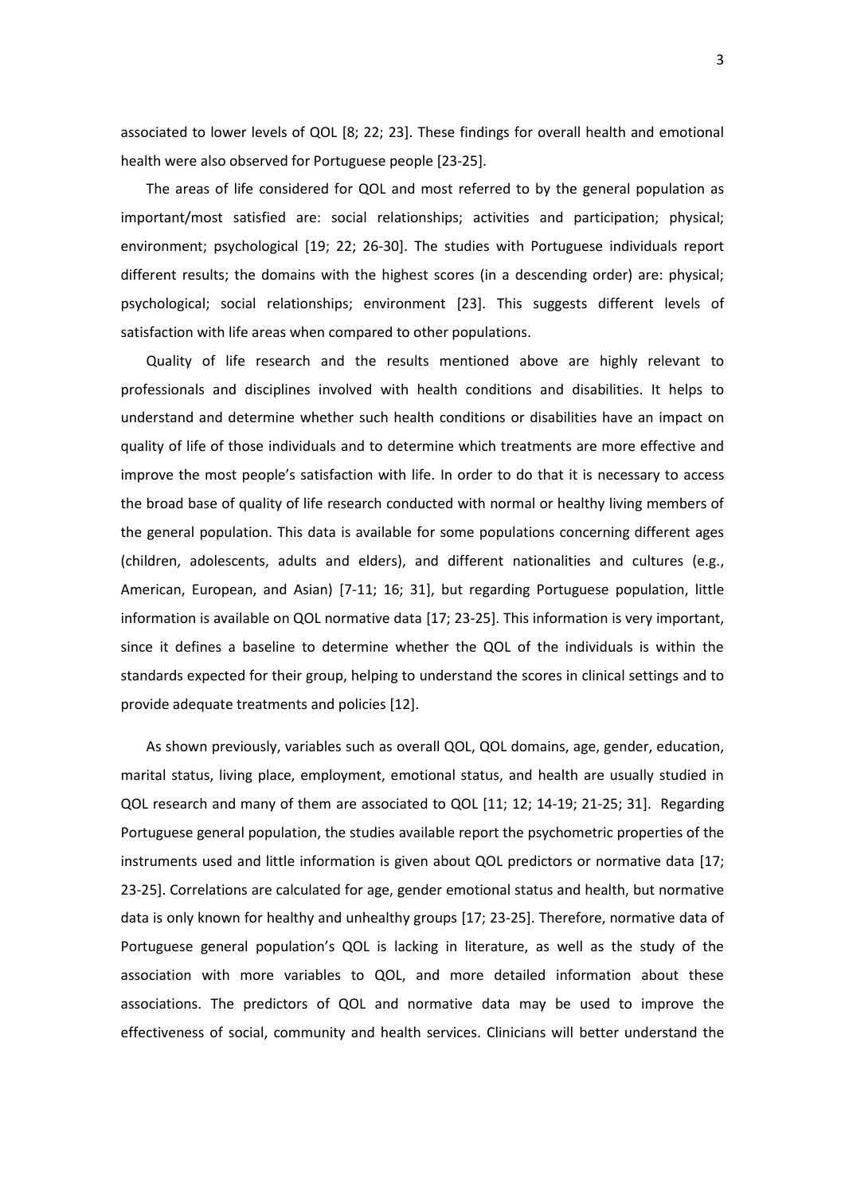associated to lower levels of QOL [8; 22; 23]. These findings for overall health and emotional health were also observed for Portuguese people [23-25].

The areas of life considered for QOL and most referred to by the general population as important/most satisfied are: social relationships; activities and participation; physical; environment; psychological [19; 22; 26-30]. The studies with Portuguese individuals report different results; the domains with the highest scores (in a descending order) are: physical; psychological; social relationships; environment [23]. This suggests different levels of satisfaction with life areas when compared to other populations.

Quality of life research and the results mentioned above are highly relevant to professionals and disciplines involved with health conditions and disabilities. It helps to understand and determine whether such health conditions or disabilities have an impact on quality of life of those individuals and to determine which treatments are more effective and improve the most people's satisfaction with life. In order to do that it is necessary to access the broad base of quality of life research conducted with normal or healthy living members of the general population. This data is available for some populations concerning different ages (children, adolescents, adults and elders), and different nationalities and cultures (e.g., American, European, and Asian) [7-11; 16; 31], but regarding Portuguese population, little information is available on QOL normative data [17; 23-25]. This information is very important, since it defines a baseline to determine whether the QOL of the individuals is within the standards expected for their group, helping to understand the scores in clinical settings and to provide adequate treatments and policies [12].

As shown previously, variables such as overall QOL, QOL domains, age, gender, education, marital status, living place, employment, emotional status, and health are usually studied in QOL research and many of them are associated to QOL [11; 12; 14-19; 21-25; 31]. Regarding Portuguese general population, the studies available report the psychometric properties of the instruments used and little information is given about QOL predictors or normative data [17; 23-25]. Correlations are calculated for age, gender emotional status and health, but normative data is only known for healthy and unhealthy groups [17; 23-25]. Therefore, normative data of Portuguese general population's QOL is lacking in literature, as well as the study of the association with more variables to QOL, and more detailed information about these associations. The predictors of QOL and normative data may be used to improve the effectiveness of social, community and health services. Clinicians will better understand the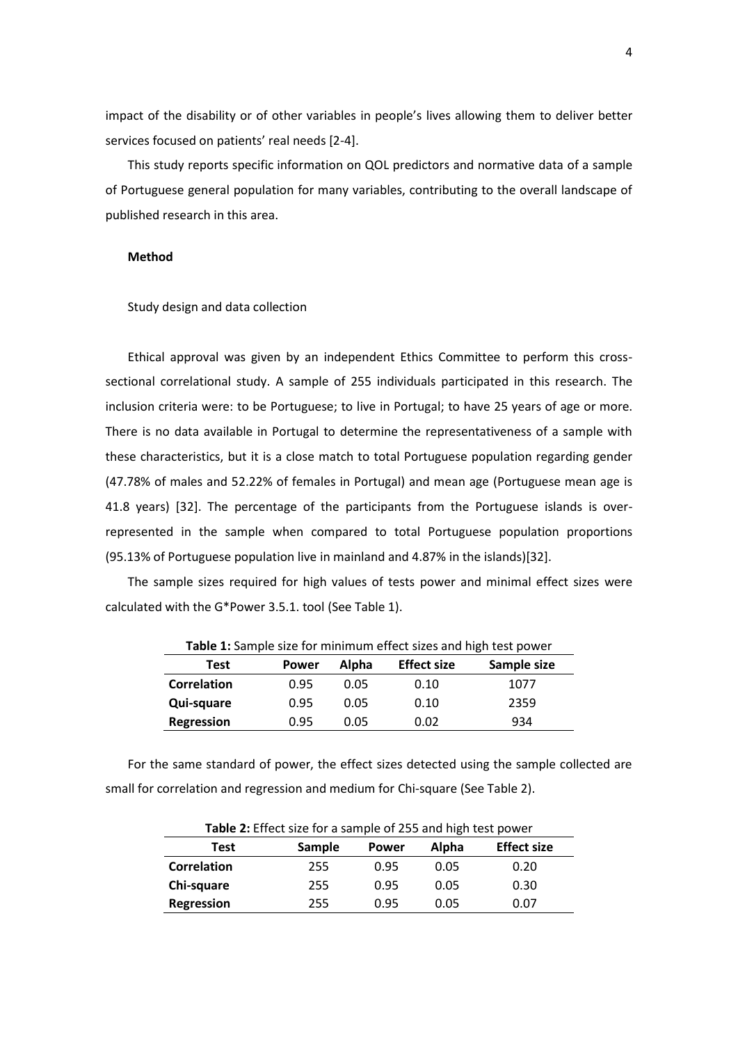impact of the disability or of other variables in people's lives allowing them to deliver better services focused on patients' real needs [2-4].

This study reports specific information on QOL predictors and normative data of a sample of Portuguese general population for many variables, contributing to the overall landscape of published research in this area.

## Method

### Study design and data collection

Ethical approval was given by an independent Ethics Committee to perform this cross-sectional correlational study. A sample of 255 individuals participated in this research. The inclusion criteria were: to be Portuguese; to live in Portugal; to have 25 years of age or more. There is no data available in Portugal to determine the representativeness of a sample with these characteristics, but it is a close match to total Portuguese population regarding gender (47.78% of males and 52.22% of females in Portugal) and mean age (Portuguese mean age is 41.8 years) [32]. The percentage of the participants from the Portuguese islands is over-represented in the sample when compared to total Portuguese population proportions (95.13% of Portuguese population live in mainland and 4.87% in the islands)[32].

The sample sizes required for high values of tests power and minimal effect sizes were calculated with the G*Power 3.5.1. tool (See Table 1).

**Table 1:** Sample size for minimum effect sizes and high test power

| Test | Power | Alpha | Effect size | Sample size |
|---|---|---|---|---|
| **Correlation** | 0.95 | 0.05 | 0.10 | 1077 |
| **Qui-square** | 0.95 | 0.05 | 0.10 | 2359 |
| **Regression** | 0.95 | 0.05 | 0.02 | 934 |

For the same standard of power, the effect sizes detected using the sample collected are small for correlation and regression and medium for Chi-square (See Table 2).

**Table 2:** Effect size for a sample of 255 and high test power

| Test | Sample | Power | Alpha | Effect size |
|---|---|---|---|---|
| **Correlation** | 255 | 0.95 | 0.05 | 0.20 |
| **Chi-square** | 255 | 0.95 | 0.05 | 0.30 |
| **Regression** | 255 | 0.95 | 0.05 | 0.07 |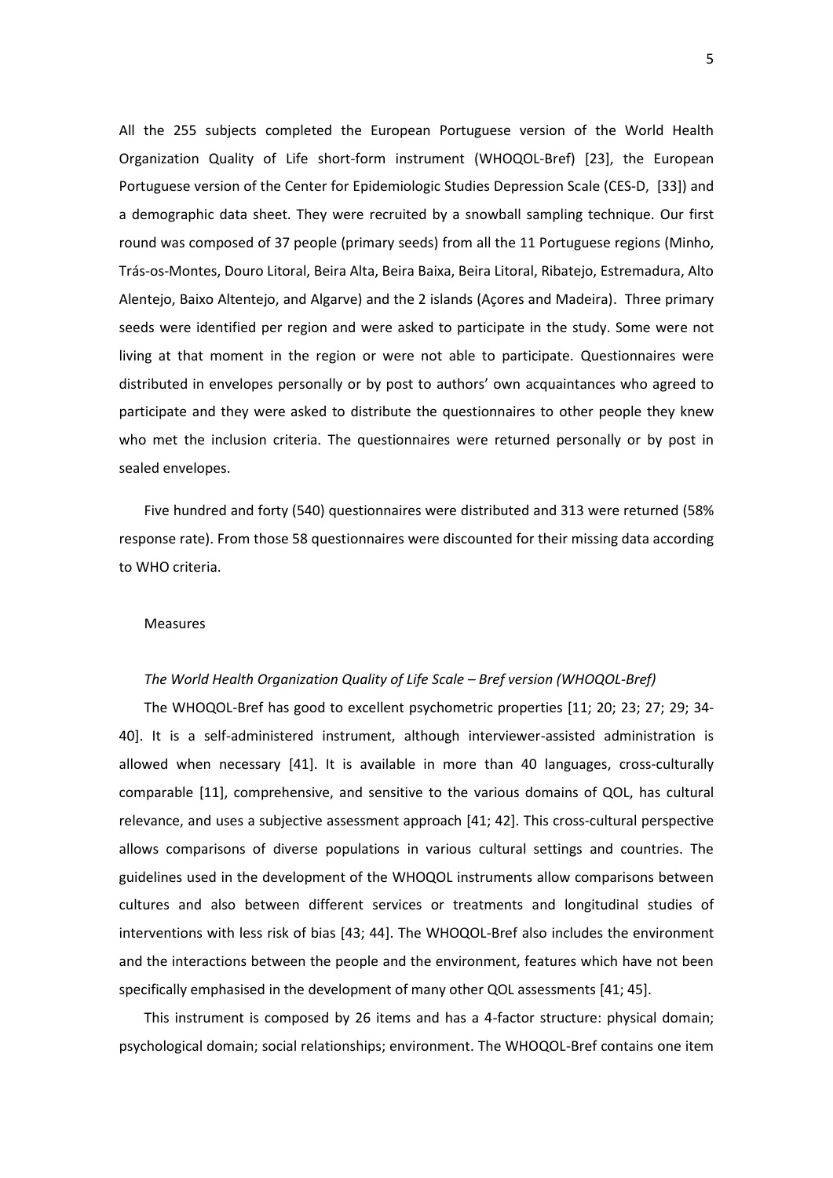All the 255 subjects completed the European Portuguese version of the World Health Organization Quality of Life short-form instrument (WHOQOL-Bref) [23], the European Portuguese version of the Center for Epidemiologic Studies Depression Scale (CES-D, [33]) and a demographic data sheet. They were recruited by a snowball sampling technique. Our first round was composed of 37 people (primary seeds) from all the 11 Portuguese regions (Minho, Trás-os-Montes, Douro Litoral, Beira Alta, Beira Baixa, Beira Litoral, Ribatejo, Estremadura, Alto Alentejo, Baixo Altentejo, and Algarve) and the 2 islands (Açores and Madeira). Three primary seeds were identified per region and were asked to participate in the study. Some were not living at that moment in the region or were not able to participate. Questionnaires were distributed in envelopes personally or by post to authors' own acquaintances who agreed to participate and they were asked to distribute the questionnaires to other people they knew who met the inclusion criteria. The questionnaires were returned personally or by post in sealed envelopes.

Five hundred and forty (540) questionnaires were distributed and 313 were returned (58% response rate). From those 58 questionnaires were discounted for their missing data according to WHO criteria.

Measures

*The World Health Organization Quality of Life Scale – Bref version (WHOQOL-Bref)*

The WHOQOL-Bref has good to excellent psychometric properties [11; 20; 23; 27; 29; 34-40]. It is a self-administered instrument, although interviewer-assisted administration is allowed when necessary [41]. It is available in more than 40 languages, cross-culturally comparable [11], comprehensive, and sensitive to the various domains of QOL, has cultural relevance, and uses a subjective assessment approach [41; 42]. This cross-cultural perspective allows comparisons of diverse populations in various cultural settings and countries. The guidelines used in the development of the WHOQOL instruments allow comparisons between cultures and also between different services or treatments and longitudinal studies of interventions with less risk of bias [43; 44]. The WHOQOL-Bref also includes the environment and the interactions between the people and the environment, features which have not been specifically emphasised in the development of many other QOL assessments [41; 45].

This instrument is composed by 26 items and has a 4-factor structure: physical domain; psychological domain; social relationships; environment. The WHOQOL-Bref contains one item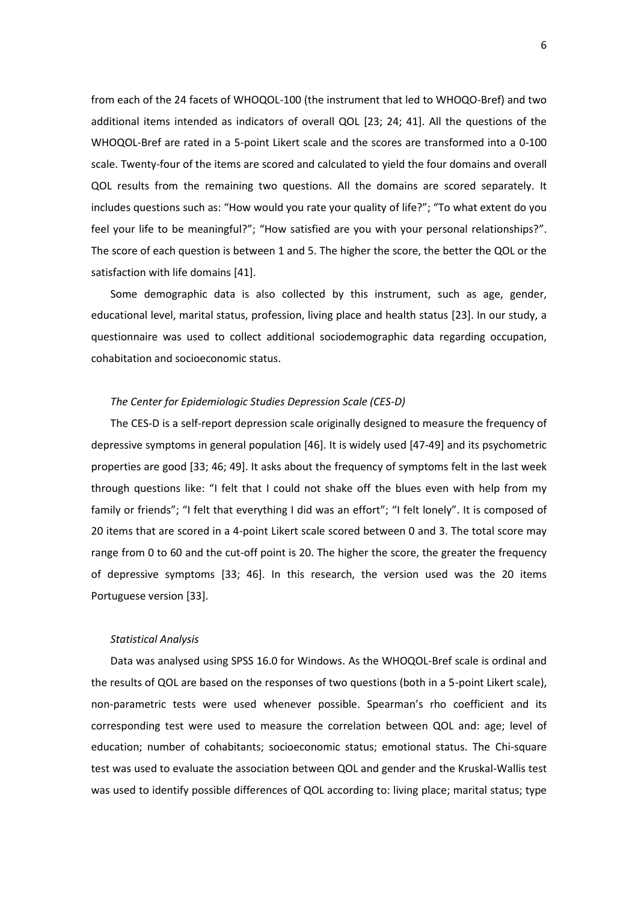from each of the 24 facets of WHOQOL-100 (the instrument that led to WHOQO-Bref) and two additional items intended as indicators of overall QOL [23; 24; 41]. All the questions of the WHOQOL-Bref are rated in a 5-point Likert scale and the scores are transformed into a 0-100 scale. Twenty-four of the items are scored and calculated to yield the four domains and overall QOL results from the remaining two questions. All the domains are scored separately. It includes questions such as: "How would you rate your quality of life?"; "To what extent do you feel your life to be meaningful?"; "How satisfied are you with your personal relationships?". The score of each question is between 1 and 5. The higher the score, the better the QOL or the satisfaction with life domains [41].

Some demographic data is also collected by this instrument, such as age, gender, educational level, marital status, profession, living place and health status [23]. In our study, a questionnaire was used to collect additional sociodemographic data regarding occupation, cohabitation and socioeconomic status.

*The Center for Epidemiologic Studies Depression Scale (CES-D)*

The CES-D is a self-report depression scale originally designed to measure the frequency of depressive symptoms in general population [46]. It is widely used [47-49] and its psychometric properties are good [33; 46; 49]. It asks about the frequency of symptoms felt in the last week through questions like: "I felt that I could not shake off the blues even with help from my family or friends"; "I felt that everything I did was an effort"; "I felt lonely". It is composed of 20 items that are scored in a 4-point Likert scale scored between 0 and 3. The total score may range from 0 to 60 and the cut-off point is 20. The higher the score, the greater the frequency of depressive symptoms [33; 46]. In this research, the version used was the 20 items Portuguese version [33].

*Statistical Analysis*

Data was analysed using SPSS 16.0 for Windows. As the WHOQOL-Bref scale is ordinal and the results of QOL are based on the responses of two questions (both in a 5-point Likert scale), non-parametric tests were used whenever possible. Spearman's rho coefficient and its corresponding test were used to measure the correlation between QOL and: age; level of education; number of cohabitants; socioeconomic status; emotional status. The Chi-square test was used to evaluate the association between QOL and gender and the Kruskal-Wallis test was used to identify possible differences of QOL according to: living place; marital status; type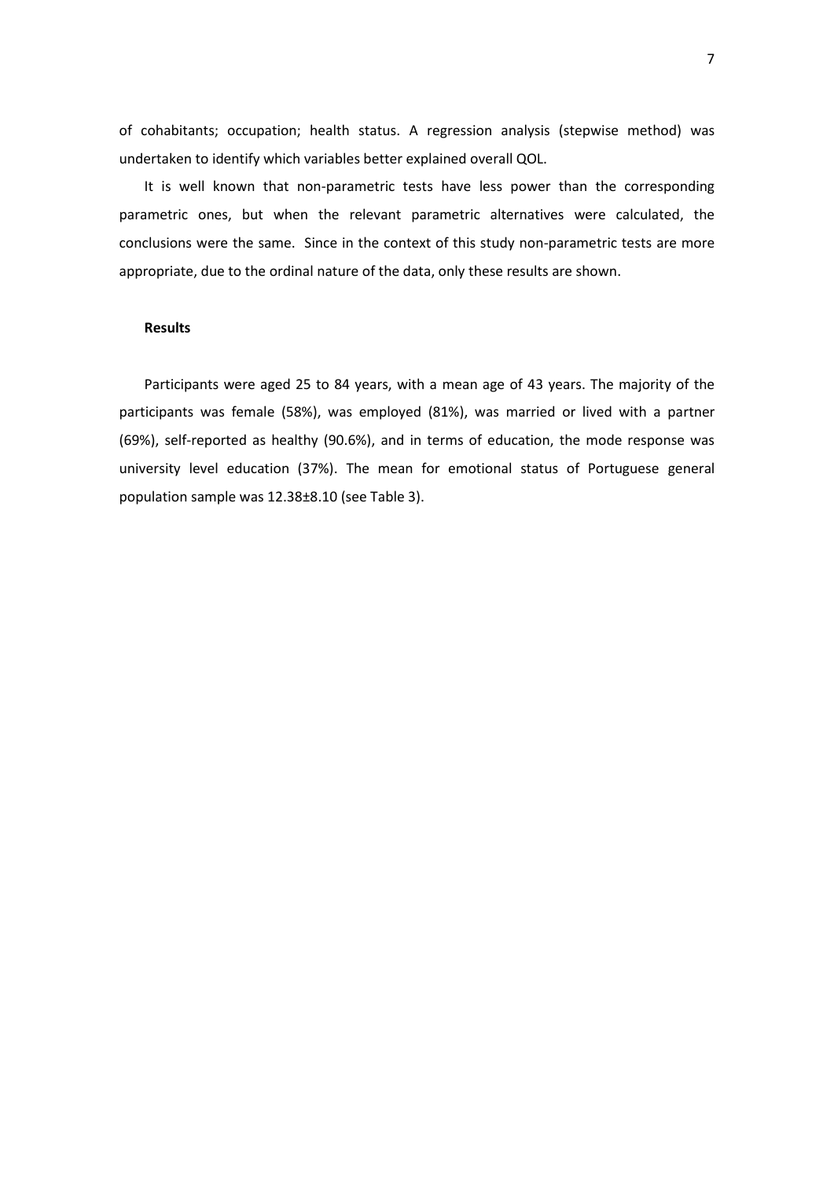of cohabitants; occupation; health status. A regression analysis (stepwise method) was undertaken to identify which variables better explained overall QOL.

It is well known that non-parametric tests have less power than the corresponding parametric ones, but when the relevant parametric alternatives were calculated, the conclusions were the same. Since in the context of this study non-parametric tests are more appropriate, due to the ordinal nature of the data, only these results are shown.

**Results**

Participants were aged 25 to 84 years, with a mean age of 43 years. The majority of the participants was female (58%), was employed (81%), was married or lived with a partner (69%), self-reported as healthy (90.6%), and in terms of education, the mode response was university level education (37%). The mean for emotional status of Portuguese general population sample was 12.38±8.10 (see Table 3).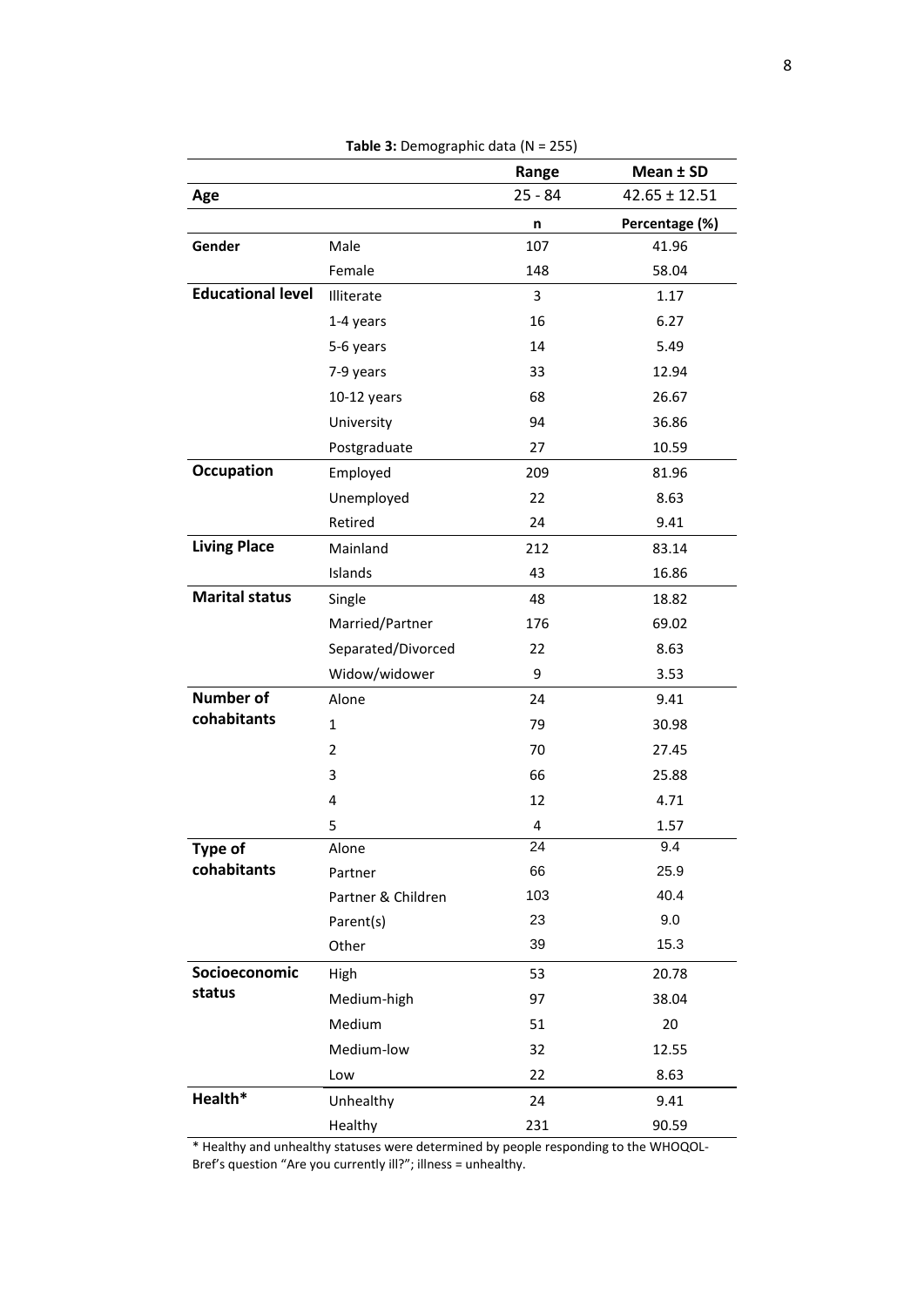**Table 3:** Demographic data (N = 255)

| | | Range | Mean ± SD |
|---|---|---|---|
| **Age** | | 25 - 84 | 42.65 ± 12.51 |
| | | **n** | **Percentage (%)** |
| **Gender** | Male | 107 | 41.96 |
| | Female | 148 | 58.04 |
| **Educational level** | Illiterate | 3 | 1.17 |
| | 1-4 years | 16 | 6.27 |
| | 5-6 years | 14 | 5.49 |
| | 7-9 years | 33 | 12.94 |
| | 10-12 years | 68 | 26.67 |
| | University | 94 | 36.86 |
| | Postgraduate | 27 | 10.59 |
| **Occupation** | Employed | 209 | 81.96 |
| | Unemployed | 22 | 8.63 |
| | Retired | 24 | 9.41 |
| **Living Place** | Mainland | 212 | 83.14 |
| | Islands | 43 | 16.86 |
| **Marital status** | Single | 48 | 18.82 |
| | Married/Partner | 176 | 69.02 |
| | Separated/Divorced | 22 | 8.63 |
| | Widow/widower | 9 | 3.53 |
| **Number of cohabitants** | Alone | 24 | 9.41 |
| | 1 | 79 | 30.98 |
| | 2 | 70 | 27.45 |
| | 3 | 66 | 25.88 |
| | 4 | 12 | 4.71 |
| | 5 | 4 | 1.57 |
| **Type of cohabitants** | Alone | 24 | 9.4 |
| | Partner | 66 | 25.9 |
| | Partner & Children | 103 | 40.4 |
| | Parent(s) | 23 | 9.0 |
| | Other | 39 | 15.3 |
| **Socioeconomic status** | High | 53 | 20.78 |
| | Medium-high | 97 | 38.04 |
| | Medium | 51 | 20 |
| | Medium-low | 32 | 12.55 |
| | Low | 22 | 8.63 |
| **Health*** | Unhealthy | 24 | 9.41 |
| | Healthy | 231 | 90.59 |

* Healthy and unhealthy statuses were determined by people responding to the WHOQOL-Bref's question "Are you currently ill?"; illness = unhealthy.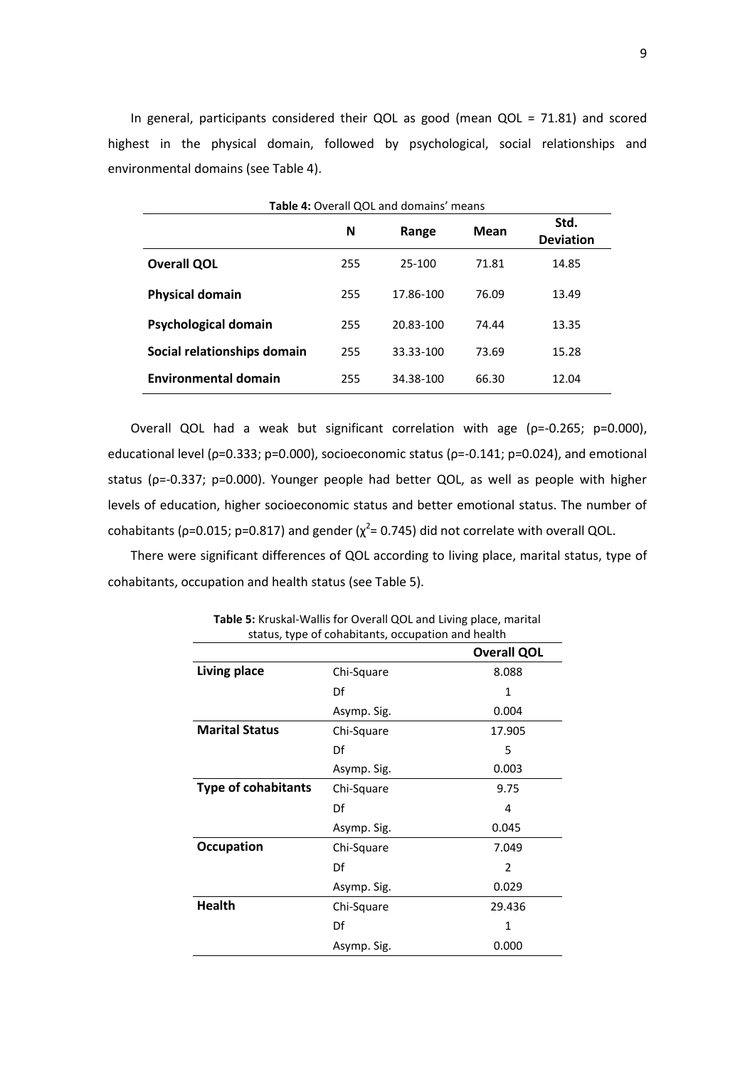In general, participants considered their QOL as good (mean QOL = 71.81) and scored highest in the physical domain, followed by psychological, social relationships and environmental domains (see Table 4).

**Table 4:** Overall QOL and domains' means

| | N | Range | Mean | Std. Deviation |
|---|---|---|---|---|
| **Overall QOL** | 255 | 25-100 | 71.81 | 14.85 |
| **Physical domain** | 255 | 17.86-100 | 76.09 | 13.49 |
| **Psychological domain** | 255 | 20.83-100 | 74.44 | 13.35 |
| **Social relationships domain** | 255 | 33.33-100 | 73.69 | 15.28 |
| **Environmental domain** | 255 | 34.38-100 | 66.30 | 12.04 |

Overall QOL had a weak but significant correlation with age ($\rho$=-0.265; p=0.000), educational level ($\rho$=0.333; p=0.000), socioeconomic status ($\rho$=-0.141; p=0.024), and emotional status ($\rho$=-0.337; p=0.000). Younger people had better QOL, as well as people with higher levels of education, higher socioeconomic status and better emotional status. The number of cohabitants ($\rho$=0.015; p=0.817) and gender ($\chi^2$= 0.745) did not correlate with overall QOL.

There were significant differences of QOL according to living place, marital status, type of cohabitants, occupation and health status (see Table 5).

**Table 5:** Kruskal-Wallis for Overall QOL and Living place, marital status, type of cohabitants, occupation and health

| | | Overall QOL |
|---|---|---|
| **Living place** | Chi-Square | 8.088 |
| | Df | 1 |
| | Asymp. Sig. | 0.004 |
| **Marital Status** | Chi-Square | 17.905 |
| | Df | 5 |
| | Asymp. Sig. | 0.003 |
| **Type of cohabitants** | Chi-Square | 9.75 |
| | Df | 4 |
| | Asymp. Sig. | 0.045 |
| **Occupation** | Chi-Square | 7.049 |
| | Df | 2 |
| | Asymp. Sig. | 0.029 |
| **Health** | Chi-Square | 29.436 |
| | Df | 1 |
| | Asymp. Sig. | 0.000 |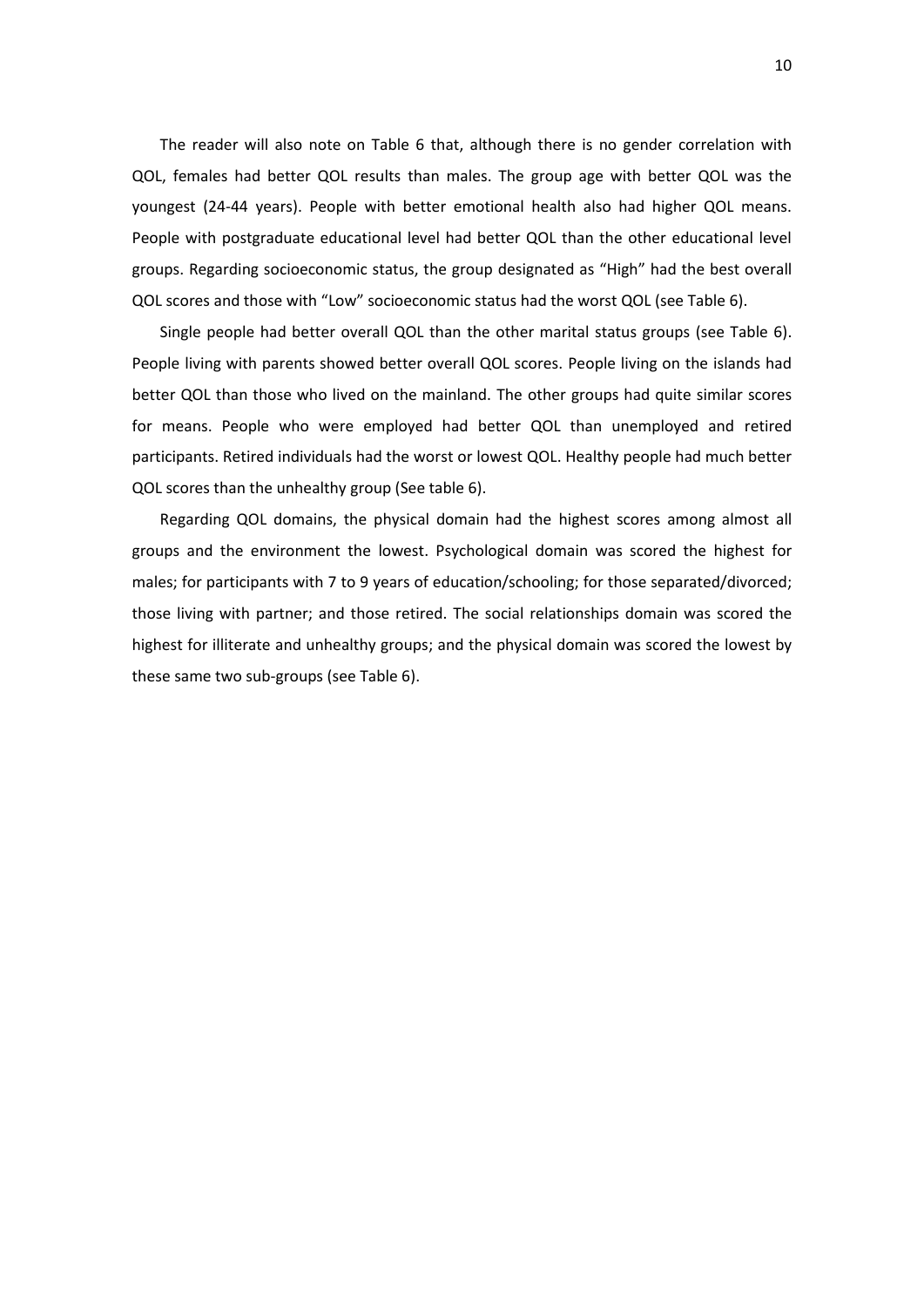The reader will also note on Table 6 that, although there is no gender correlation with QOL, females had better QOL results than males. The group age with better QOL was the youngest (24-44 years). People with better emotional health also had higher QOL means. People with postgraduate educational level had better QOL than the other educational level groups. Regarding socioeconomic status, the group designated as "High" had the best overall QOL scores and those with "Low" socioeconomic status had the worst QOL (see Table 6).

Single people had better overall QOL than the other marital status groups (see Table 6). People living with parents showed better overall QOL scores. People living on the islands had better QOL than those who lived on the mainland. The other groups had quite similar scores for means. People who were employed had better QOL than unemployed and retired participants. Retired individuals had the worst or lowest QOL. Healthy people had much better QOL scores than the unhealthy group (See table 6).

Regarding QOL domains, the physical domain had the highest scores among almost all groups and the environment the lowest. Psychological domain was scored the highest for males; for participants with 7 to 9 years of education/schooling; for those separated/divorced; those living with partner; and those retired. The social relationships domain was scored the highest for illiterate and unhealthy groups; and the physical domain was scored the lowest by these same two sub-groups (see Table 6).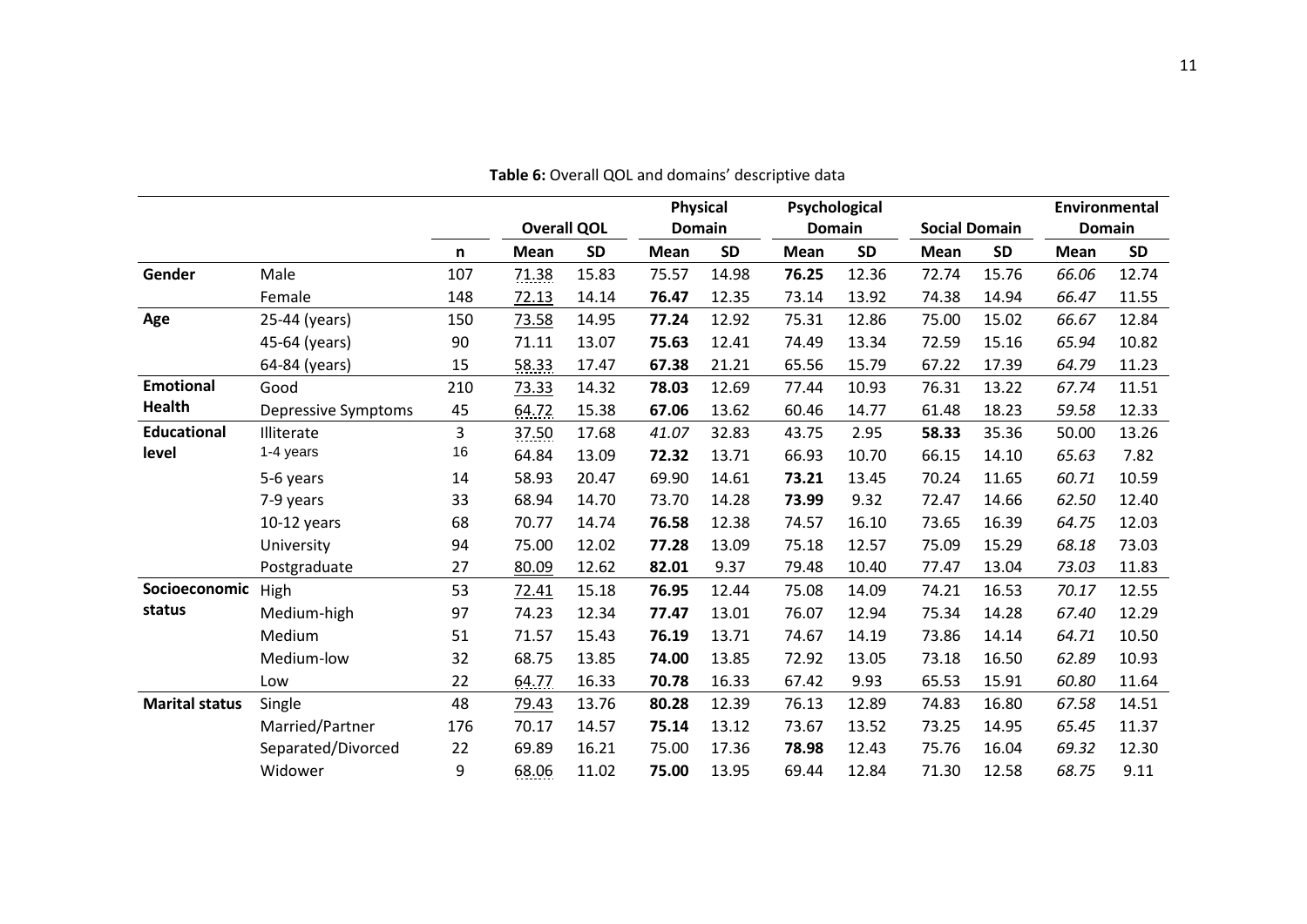**Table 6:** Overall QOL and domains' descriptive data

| | | | Overall QOL | | Physical Domain | | Psychological Domain | | Social Domain | | Environmental Domain | |
|---|---|---|---|---|---|---|---|---|---|---|---|---|
| | | **n** | **Mean** | **SD** | **Mean** | **SD** | **Mean** | **SD** | **Mean** | **SD** | **Mean** | **SD** |
| **Gender** | Male | 107 | 71.38 | 15.83 | 75.57 | 14.98 | **76.25** | 12.36 | 72.74 | 15.76 | *66.06* | 12.74 |
| | Female | 148 | 72.13 | 14.14 | **76.47** | 12.35 | 73.14 | 13.92 | 74.38 | 14.94 | *66.47* | 11.55 |
| **Age** | 25-44 (years) | 150 | 73.58 | 14.95 | **77.24** | 12.92 | 75.31 | 12.86 | 75.00 | 15.02 | *66.67* | 12.84 |
| | 45-64 (years) | 90 | 71.11 | 13.07 | **75.63** | 12.41 | 74.49 | 13.34 | 72.59 | 15.16 | *65.94* | 10.82 |
| | 64-84 (years) | 15 | 58.33 | 17.47 | **67.38** | 21.21 | 65.56 | 15.79 | 67.22 | 17.39 | *64.79* | 11.23 |
| **Emotional Health** | Good | 210 | 73.33 | 14.32 | **78.03** | 12.69 | 77.44 | 10.93 | 76.31 | 13.22 | *67.74* | 11.51 |
| | Depressive Symptoms | 45 | 64.72 | 15.38 | **67.06** | 13.62 | 60.46 | 14.77 | 61.48 | 18.23 | *59.58* | 12.33 |
| **Educational level** | Illiterate | 3 | 37.50 | 17.68 | *41.07* | 32.83 | 43.75 | 2.95 | **58.33** | 35.36 | 50.00 | 13.26 |
| | 1-4 years | 16 | 64.84 | 13.09 | **72.32** | 13.71 | 66.93 | 10.70 | 66.15 | 14.10 | *65.63* | 7.82 |
| | 5-6 years | 14 | 58.93 | 20.47 | 69.90 | 14.61 | **73.21** | 13.45 | 70.24 | 11.65 | *60.71* | 10.59 |
| | 7-9 years | 33 | 68.94 | 14.70 | 73.70 | 14.28 | **73.99** | 9.32 | 72.47 | 14.66 | *62.50* | 12.40 |
| | 10-12 years | 68 | 70.77 | 14.74 | **76.58** | 12.38 | 74.57 | 16.10 | 73.65 | 16.39 | *64.75* | 12.03 |
| | University | 94 | 75.00 | 12.02 | **77.28** | 13.09 | 75.18 | 12.57 | 75.09 | 15.29 | *68.18* | 73.03 |
| | Postgraduate | 27 | 80.09 | 12.62 | **82.01** | 9.37 | 79.48 | 10.40 | 77.47 | 13.04 | *73.03* | 11.83 |
| **Socioeconomic status** | High | 53 | 72.41 | 15.18 | **76.95** | 12.44 | 75.08 | 14.09 | 74.21 | 16.53 | *70.17* | 12.55 |
| | Medium-high | 97 | 74.23 | 12.34 | **77.47** | 13.01 | 76.07 | 12.94 | 75.34 | 14.28 | *67.40* | 12.29 |
| | Medium | 51 | 71.57 | 15.43 | **76.19** | 13.71 | 74.67 | 14.19 | 73.86 | 14.14 | *64.71* | 10.50 |
| | Medium-low | 32 | 68.75 | 13.85 | **74.00** | 13.85 | 72.92 | 13.05 | 73.18 | 16.50 | *62.89* | 10.93 |
| | Low | 22 | 64.77 | 16.33 | **70.78** | 16.33 | 67.42 | 9.93 | 65.53 | 15.91 | *60.80* | 11.64 |
| **Marital status** | Single | 48 | 79.43 | 13.76 | **80.28** | 12.39 | 76.13 | 12.89 | 74.83 | 16.80 | *67.58* | 14.51 |
| | Married/Partner | 176 | 70.17 | 14.57 | **75.14** | 13.12 | 73.67 | 13.52 | 73.25 | 14.95 | *65.45* | 11.37 |
| | Separated/Divorced | 22 | 69.89 | 16.21 | 75.00 | 17.36 | **78.98** | 12.43 | 75.76 | 16.04 | *69.32* | 12.30 |
| | Widower | 9 | 68.06 | 11.02 | **75.00** | 13.95 | 69.44 | 12.84 | 71.30 | 12.58 | *68.75* | 9.11 |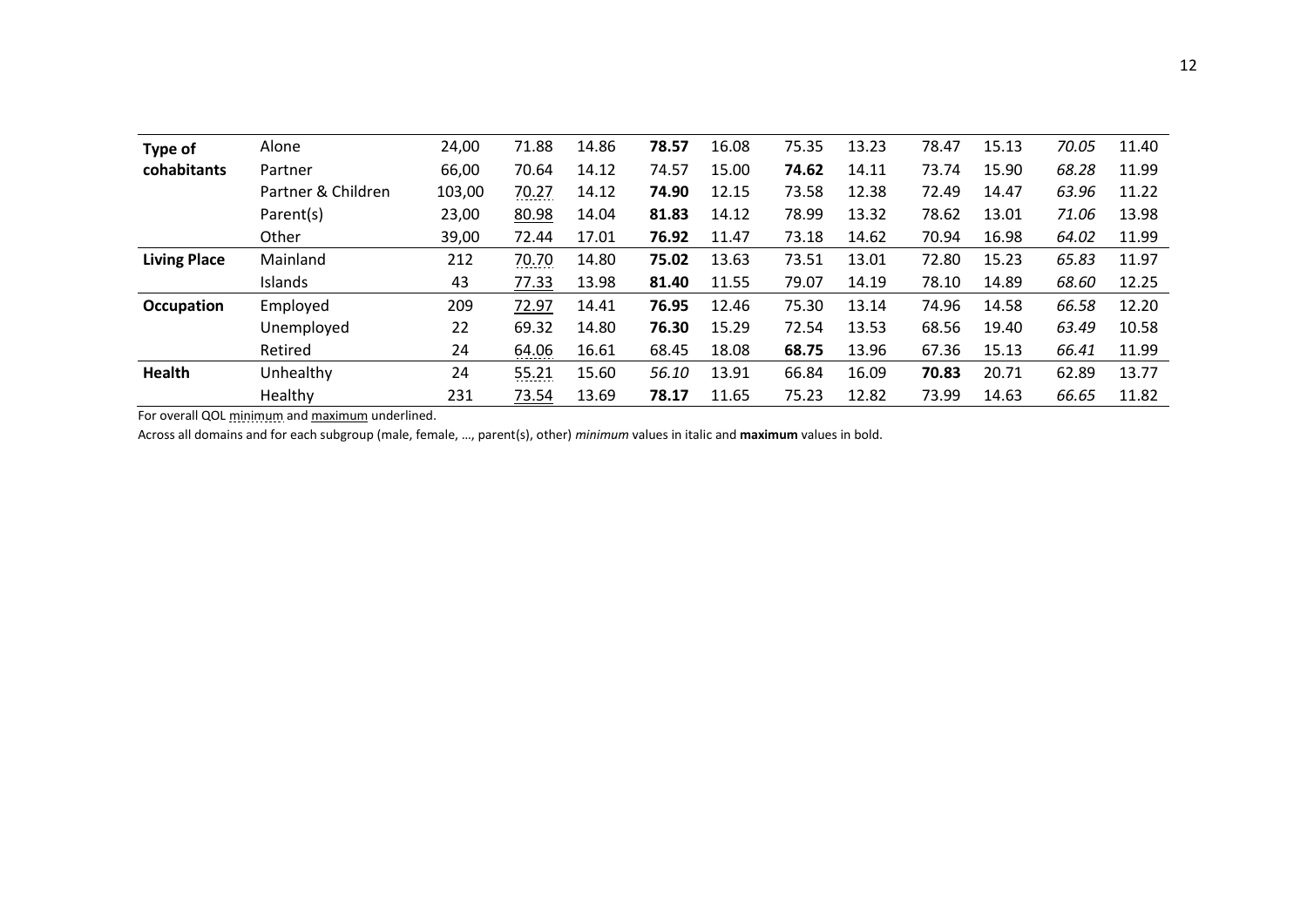| | | | | | | | | | | | | |
|---|---|---|---|---|---|---|---|---|---|---|---|---|
| **Type of cohabitants** | Alone | 24,00 | 71.88 | 14.86 | **78.57** | 16.08 | 75.35 | 13.23 | 78.47 | 15.13 | *70.05* | 11.40 |
| | Partner | 66,00 | 70.64 | 14.12 | 74.57 | 15.00 | **74.62** | 14.11 | 73.74 | 15.90 | *68.28* | 11.99 |
| | Partner & Children | 103,00 | 70.27 | 14.12 | **74.90** | 12.15 | 73.58 | 12.38 | 72.49 | 14.47 | *63.96* | 11.22 |
| | Parent(s) | 23,00 | 80.98 | 14.04 | **81.83** | 14.12 | 78.99 | 13.32 | 78.62 | 13.01 | *71.06* | 13.98 |
| | Other | 39,00 | 72.44 | 17.01 | **76.92** | 11.47 | 73.18 | 14.62 | 70.94 | 16.98 | *64.02* | 11.99 |
| **Living Place** | Mainland | 212 | 70.70 | 14.80 | **75.02** | 13.63 | 73.51 | 13.01 | 72.80 | 15.23 | *65.83* | 11.97 |
| | Islands | 43 | 77.33 | 13.98 | **81.40** | 11.55 | 79.07 | 14.19 | 78.10 | 14.89 | *68.60* | 12.25 |
| **Occupation** | Employed | 209 | 72.97 | 14.41 | **76.95** | 12.46 | 75.30 | 13.14 | 74.96 | 14.58 | *66.58* | 12.20 |
| | Unemployed | 22 | 69.32 | 14.80 | **76.30** | 15.29 | 72.54 | 13.53 | 68.56 | 19.40 | *63.49* | 10.58 |
| | Retired | 24 | 64.06 | 16.61 | 68.45 | 18.08 | **68.75** | 13.96 | 67.36 | 15.13 | *66.41* | 11.99 |
| **Health** | Unhealthy | 24 | 55.21 | 15.60 | *56.10* | 13.91 | 66.84 | 16.09 | **70.83** | 20.71 | 62.89 | 13.77 |
| | Healthy | 231 | 73.54 | 13.69 | **78.17** | 11.65 | 75.23 | 12.82 | 73.99 | 14.63 | *66.65* | 11.82 |

For overall QOL minimum and maximum underlined.

Across all domains and for each subgroup (male, female, …, parent(s), other) *minimum* values in italic and **maximum** values in bold.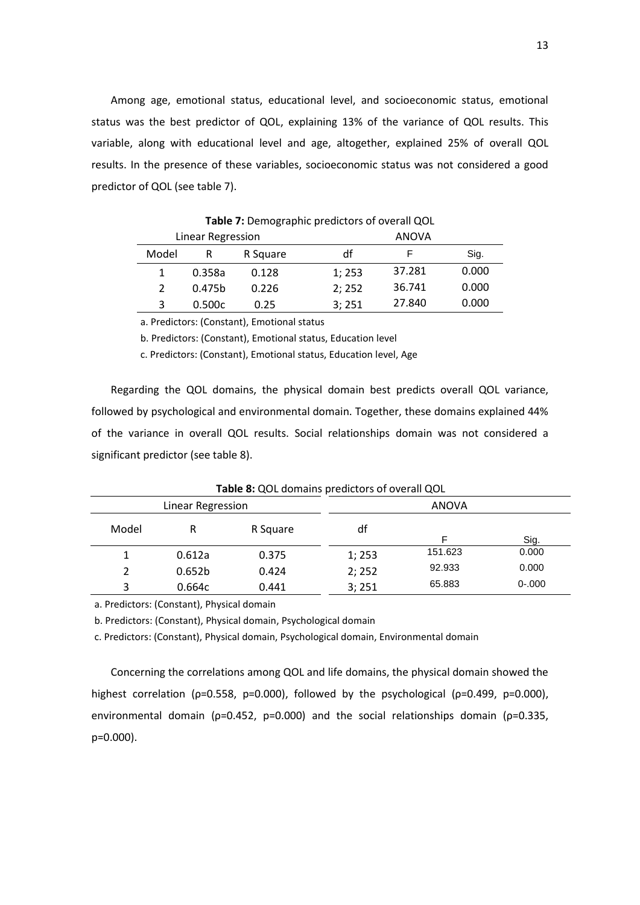Among age, emotional status, educational level, and socioeconomic status, emotional status was the best predictor of QOL, explaining 13% of the variance of QOL results. This variable, along with educational level and age, altogether, explained 25% of overall QOL results. In the presence of these variables, socioeconomic status was not considered a good predictor of QOL (see table 7).

**Table 7:** Demographic predictors of overall QOL

| Linear Regression | | | ANOVA | | |
|---|---|---|---|---|---|
| Model | R | R Square | df | F | Sig. |
| 1 | 0.358a | 0.128 | 1; 253 | 37.281 | 0.000 |
| 2 | 0.475b | 0.226 | 2; 252 | 36.741 | 0.000 |
| 3 | 0.500c | 0.25 | 3; 251 | 27.840 | 0.000 |

a. Predictors: (Constant), Emotional status

b. Predictors: (Constant), Emotional status, Education level

c. Predictors: (Constant), Emotional status, Education level, Age

Regarding the QOL domains, the physical domain best predicts overall QOL variance, followed by psychological and environmental domain. Together, these domains explained 44% of the variance in overall QOL results. Social relationships domain was not considered a significant predictor (see table 8).

**Table 8:** QOL domains predictors of overall QOL

| Linear Regression | | | ANOVA | | |
|---|---|---|---|---|---|
| Model | R | R Square | df | F | Sig. |
| 1 | 0.612a | 0.375 | 1; 253 | 151.623 | 0.000 |
| 2 | 0.652b | 0.424 | 2; 252 | 92.933 | 0.000 |
| 3 | 0.664c | 0.441 | 3; 251 | 65.883 | 0-.000 |

a. Predictors: (Constant), Physical domain

b. Predictors: (Constant), Physical domain, Psychological domain

c. Predictors: (Constant), Physical domain, Psychological domain, Environmental domain

Concerning the correlations among QOL and life domains, the physical domain showed the highest correlation ($\rho$=0.558, p=0.000), followed by the psychological ($\rho$=0.499, p=0.000), environmental domain ($\rho$=0.452, p=0.000) and the social relationships domain ($\rho$=0.335, p=0.000).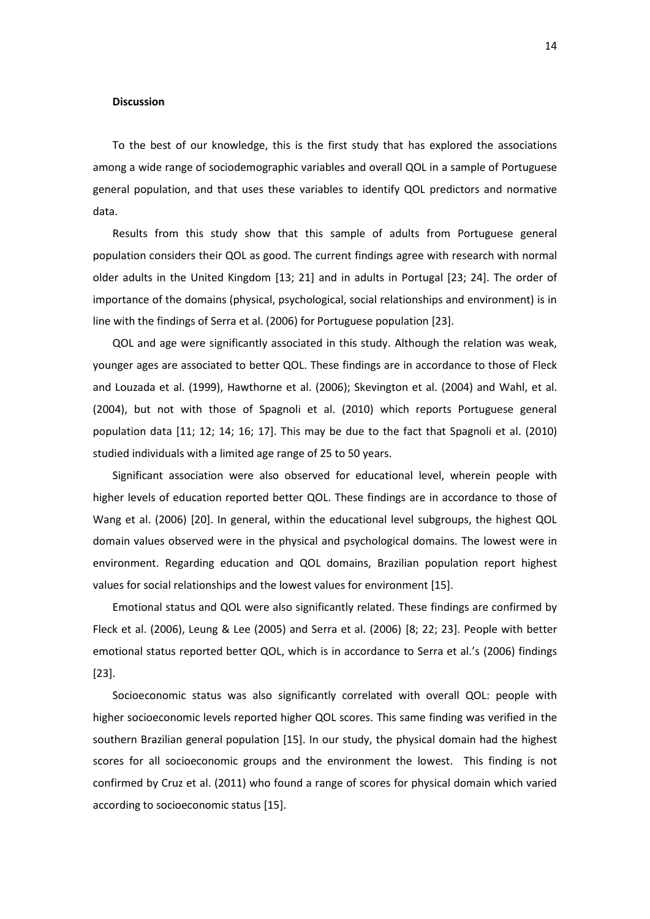**Discussion**

To the best of our knowledge, this is the first study that has explored the associations among a wide range of sociodemographic variables and overall QOL in a sample of Portuguese general population, and that uses these variables to identify QOL predictors and normative data.

Results from this study show that this sample of adults from Portuguese general population considers their QOL as good. The current findings agree with research with normal older adults in the United Kingdom [13; 21] and in adults in Portugal [23; 24]. The order of importance of the domains (physical, psychological, social relationships and environment) is in line with the findings of Serra et al. (2006) for Portuguese population [23].

QOL and age were significantly associated in this study. Although the relation was weak, younger ages are associated to better QOL. These findings are in accordance to those of Fleck and Louzada et al. (1999), Hawthorne et al. (2006); Skevington et al. (2004) and Wahl, et al. (2004), but not with those of Spagnoli et al. (2010) which reports Portuguese general population data [11; 12; 14; 16; 17]. This may be due to the fact that Spagnoli et al. (2010) studied individuals with a limited age range of 25 to 50 years.

Significant association were also observed for educational level, wherein people with higher levels of education reported better QOL. These findings are in accordance to those of Wang et al. (2006) [20]. In general, within the educational level subgroups, the highest QOL domain values observed were in the physical and psychological domains. The lowest were in environment. Regarding education and QOL domains, Brazilian population report highest values for social relationships and the lowest values for environment [15].

Emotional status and QOL were also significantly related. These findings are confirmed by Fleck et al. (2006), Leung & Lee (2005) and Serra et al. (2006) [8; 22; 23]. People with better emotional status reported better QOL, which is in accordance to Serra et al.'s (2006) findings [23].

Socioeconomic status was also significantly correlated with overall QOL: people with higher socioeconomic levels reported higher QOL scores. This same finding was verified in the southern Brazilian general population [15]. In our study, the physical domain had the highest scores for all socioeconomic groups and the environment the lowest. This finding is not confirmed by Cruz et al. (2011) who found a range of scores for physical domain which varied according to socioeconomic status [15].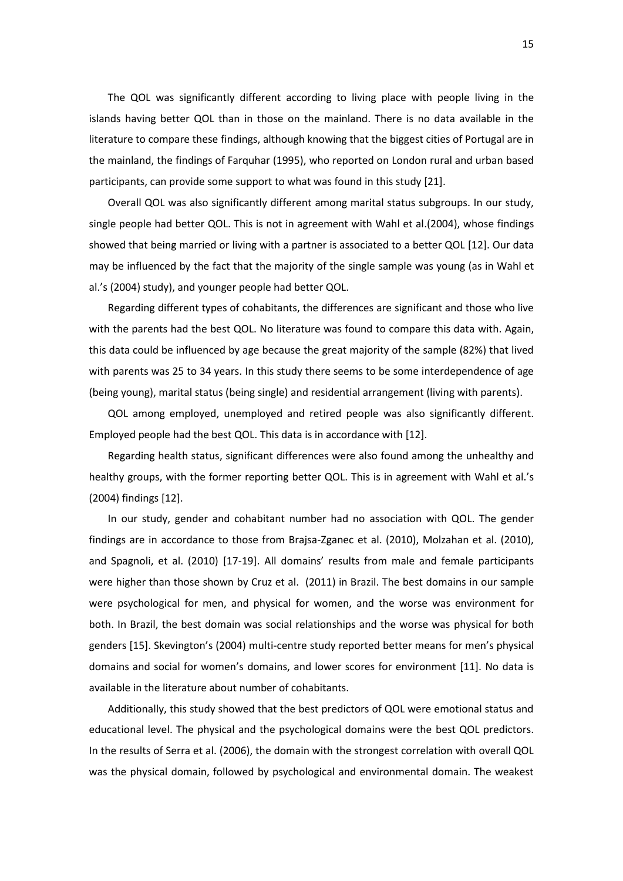The QOL was significantly different according to living place with people living in the islands having better QOL than in those on the mainland. There is no data available in the literature to compare these findings, although knowing that the biggest cities of Portugal are in the mainland, the findings of Farquhar (1995), who reported on London rural and urban based participants, can provide some support to what was found in this study [21].

Overall QOL was also significantly different among marital status subgroups. In our study, single people had better QOL. This is not in agreement with Wahl et al.(2004), whose findings showed that being married or living with a partner is associated to a better QOL [12]. Our data may be influenced by the fact that the majority of the single sample was young (as in Wahl et al.'s (2004) study), and younger people had better QOL.

Regarding different types of cohabitants, the differences are significant and those who live with the parents had the best QOL. No literature was found to compare this data with. Again, this data could be influenced by age because the great majority of the sample (82%) that lived with parents was 25 to 34 years. In this study there seems to be some interdependence of age (being young), marital status (being single) and residential arrangement (living with parents).

QOL among employed, unemployed and retired people was also significantly different. Employed people had the best QOL. This data is in accordance with [12].

Regarding health status, significant differences were also found among the unhealthy and healthy groups, with the former reporting better QOL. This is in agreement with Wahl et al.'s (2004) findings [12].

In our study, gender and cohabitant number had no association with QOL. The gender findings are in accordance to those from Brajsa-Zganec et al. (2010), Molzahan et al. (2010), and Spagnoli, et al. (2010) [17-19]. All domains' results from male and female participants were higher than those shown by Cruz et al. (2011) in Brazil. The best domains in our sample were psychological for men, and physical for women, and the worse was environment for both. In Brazil, the best domain was social relationships and the worse was physical for both genders [15]. Skevington's (2004) multi-centre study reported better means for men's physical domains and social for women's domains, and lower scores for environment [11]. No data is available in the literature about number of cohabitants.

Additionally, this study showed that the best predictors of QOL were emotional status and educational level. The physical and the psychological domains were the best QOL predictors. In the results of Serra et al. (2006), the domain with the strongest correlation with overall QOL was the physical domain, followed by psychological and environmental domain. The weakest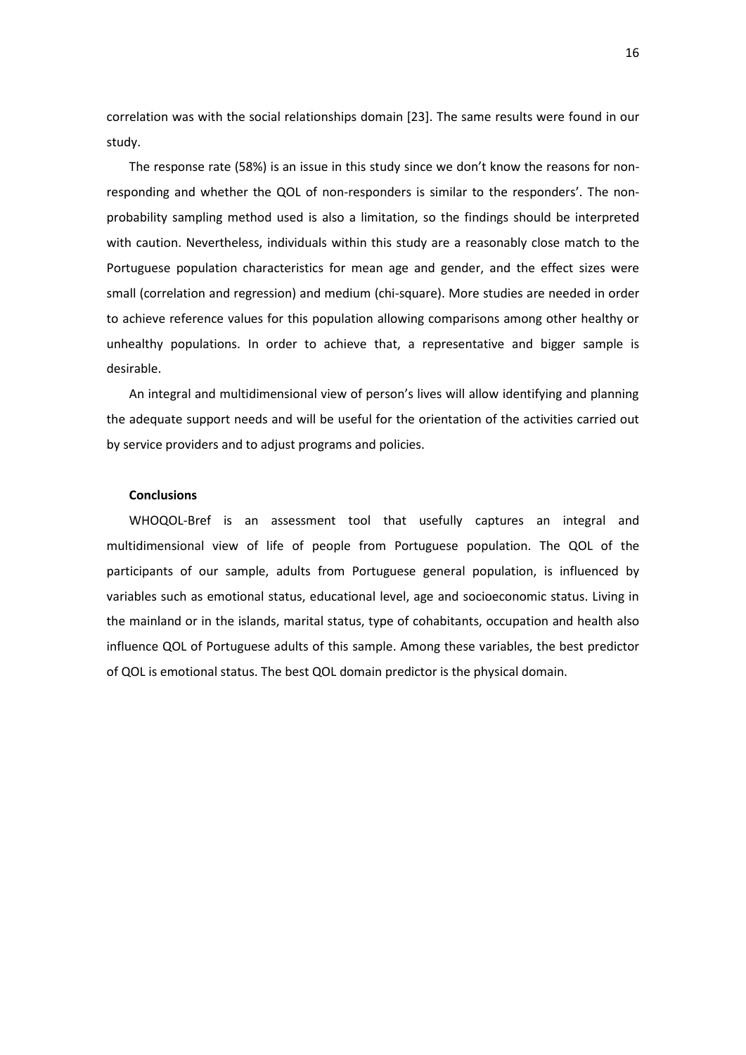correlation was with the social relationships domain [23]. The same results were found in our study.

The response rate (58%) is an issue in this study since we don't know the reasons for non-responding and whether the QOL of non-responders is similar to the responders'. The non-probability sampling method used is also a limitation, so the findings should be interpreted with caution. Nevertheless, individuals within this study are a reasonably close match to the Portuguese population characteristics for mean age and gender, and the effect sizes were small (correlation and regression) and medium (chi-square). More studies are needed in order to achieve reference values for this population allowing comparisons among other healthy or unhealthy populations. In order to achieve that, a representative and bigger sample is desirable.

An integral and multidimensional view of person's lives will allow identifying and planning the adequate support needs and will be useful for the orientation of the activities carried out by service providers and to adjust programs and policies.

## Conclusions

WHOQOL-Bref is an assessment tool that usefully captures an integral and multidimensional view of life of people from Portuguese population. The QOL of the participants of our sample, adults from Portuguese general population, is influenced by variables such as emotional status, educational level, age and socioeconomic status. Living in the mainland or in the islands, marital status, type of cohabitants, occupation and health also influence QOL of Portuguese adults of this sample. Among these variables, the best predictor of QOL is emotional status. The best QOL domain predictor is the physical domain.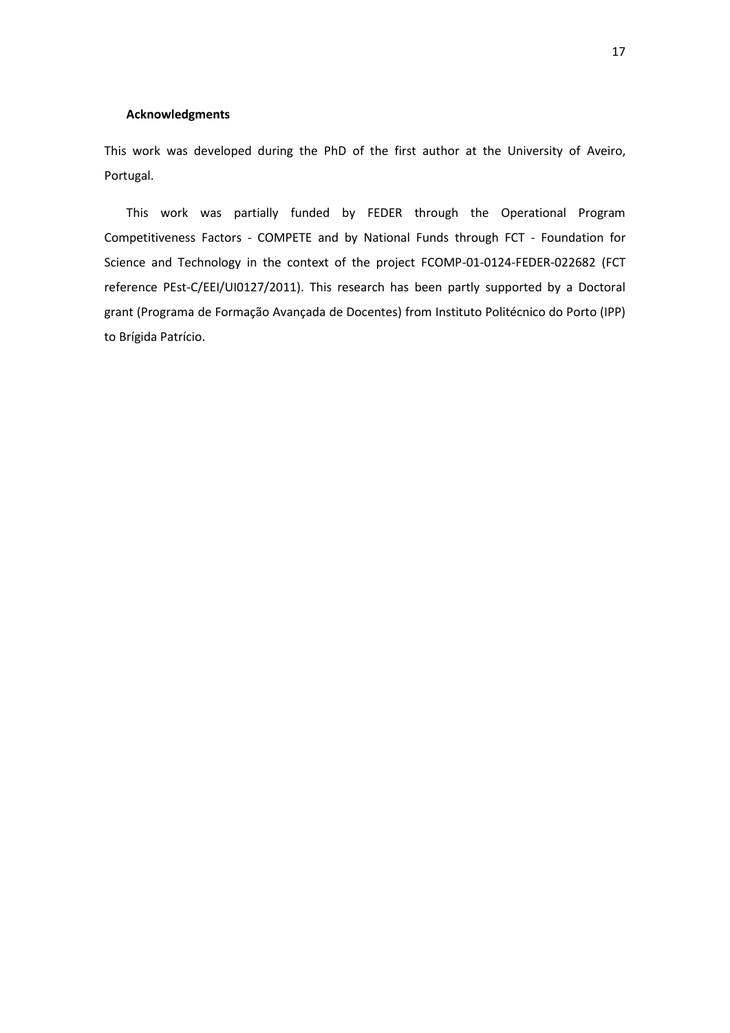## Acknowledgments

This work was developed during the PhD of the first author at the University of Aveiro, Portugal.

This work was partially funded by FEDER through the Operational Program Competitiveness Factors - COMPETE and by National Funds through FCT - Foundation for Science and Technology in the context of the project FCOMP-01-0124-FEDER-022682 (FCT reference PEst-C/EEI/UI0127/2011). This research has been partly supported by a Doctoral grant (Programa de Formação Avançada de Docentes) from Instituto Politécnico do Porto (IPP) to Brígida Patrício.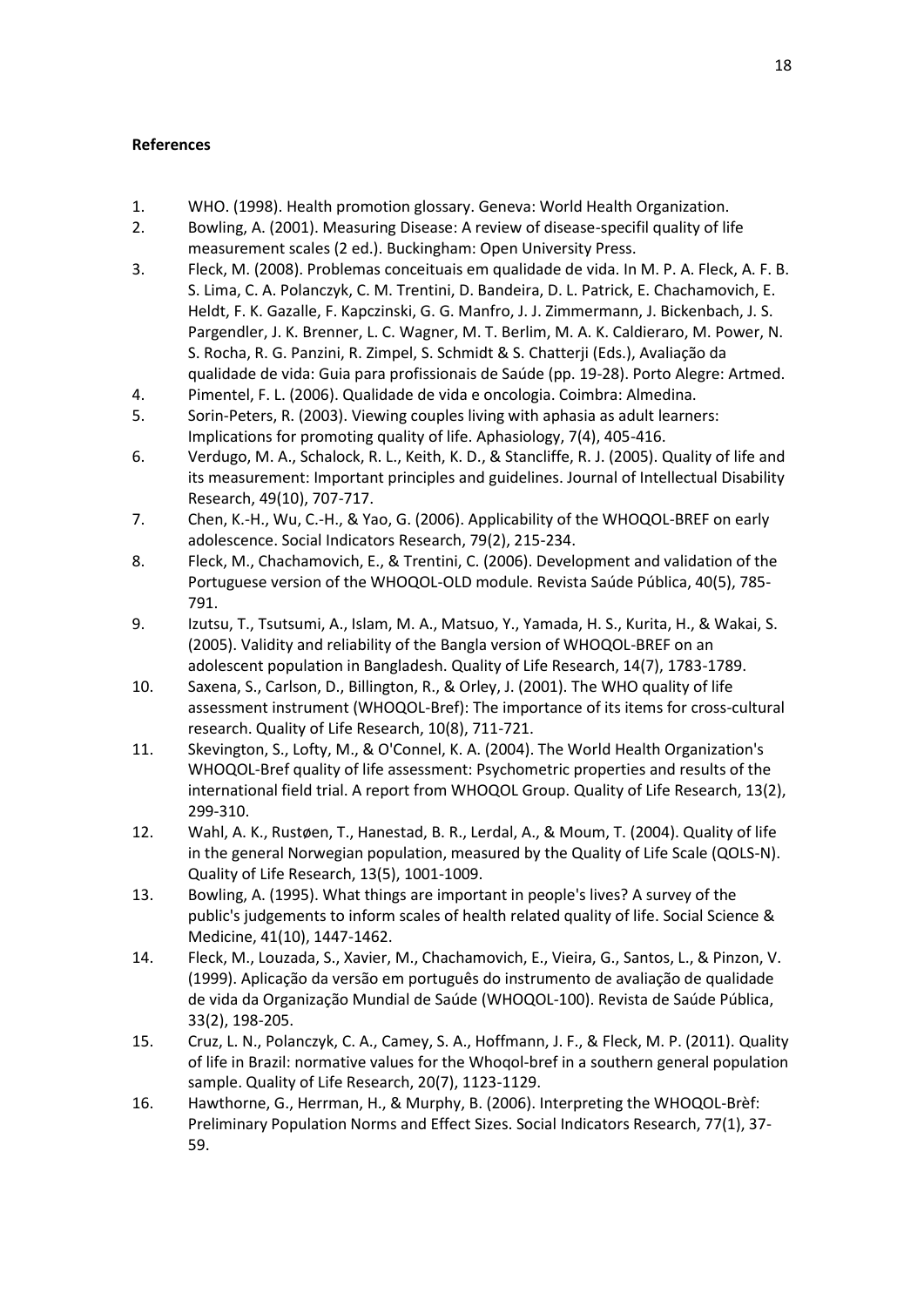**References**

1. WHO. (1998). Health promotion glossary. Geneva: World Health Organization.
2. Bowling, A. (2001). Measuring Disease: A review of disease-specifil quality of life measurement scales (2 ed.). Buckingham: Open University Press.
3. Fleck, M. (2008). Problemas conceituais em qualidade de vida. In M. P. A. Fleck, A. F. B. S. Lima, C. A. Polanczyk, C. M. Trentini, D. Bandeira, D. L. Patrick, E. Chachamovich, E. Heldt, F. K. Gazalle, F. Kapczinski, G. G. Manfro, J. J. Zimmermann, J. Bickenbach, J. S. Pargendler, J. K. Brenner, L. C. Wagner, M. T. Berlim, M. A. K. Caldieraro, M. Power, N. S. Rocha, R. G. Panzini, R. Zimpel, S. Schmidt & S. Chatterji (Eds.), Avaliação da qualidade de vida: Guia para profissionais de Saúde (pp. 19-28). Porto Alegre: Artmed.
4. Pimentel, F. L. (2006). Qualidade de vida e oncologia. Coimbra: Almedina.
5. Sorin-Peters, R. (2003). Viewing couples living with aphasia as adult learners: Implications for promoting quality of life. Aphasiology, 7(4), 405-416.
6. Verdugo, M. A., Schalock, R. L., Keith, K. D., & Stancliffe, R. J. (2005). Quality of life and its measurement: Important principles and guidelines. Journal of Intellectual Disability Research, 49(10), 707-717.
7. Chen, K.-H., Wu, C.-H., & Yao, G. (2006). Applicability of the WHOQOL-BREF on early adolescence. Social Indicators Research, 79(2), 215-234.
8. Fleck, M., Chachamovich, E., & Trentini, C. (2006). Development and validation of the Portuguese version of the WHOQOL-OLD module. Revista Saúde Pública, 40(5), 785-791.
9. Izutsu, T., Tsutsumi, A., Islam, M. A., Matsuo, Y., Yamada, H. S., Kurita, H., & Wakai, S. (2005). Validity and reliability of the Bangla version of WHOQOL-BREF on an adolescent population in Bangladesh. Quality of Life Research, 14(7), 1783-1789.
10. Saxena, S., Carlson, D., Billington, R., & Orley, J. (2001). The WHO quality of life assessment instrument (WHOQOL-Bref): The importance of its items for cross-cultural research. Quality of Life Research, 10(8), 711-721.
11. Skevington, S., Lofty, M., & O'Connel, K. A. (2004). The World Health Organization's WHOQOL-Bref quality of life assessment: Psychometric properties and results of the international field trial. A report from WHOQOL Group. Quality of Life Research, 13(2), 299-310.
12. Wahl, A. K., Rustøen, T., Hanestad, B. R., Lerdal, A., & Moum, T. (2004). Quality of life in the general Norwegian population, measured by the Quality of Life Scale (QOLS-N). Quality of Life Research, 13(5), 1001-1009.
13. Bowling, A. (1995). What things are important in people's lives? A survey of the public's judgements to inform scales of health related quality of life. Social Science & Medicine, 41(10), 1447-1462.
14. Fleck, M., Louzada, S., Xavier, M., Chachamovich, E., Vieira, G., Santos, L., & Pinzon, V. (1999). Aplicação da versão em português do instrumento de avaliação de qualidade de vida da Organização Mundial de Saúde (WHOQOL-100). Revista de Saúde Pública, 33(2), 198-205.
15. Cruz, L. N., Polanczyk, C. A., Camey, S. A., Hoffmann, J. F., & Fleck, M. P. (2011). Quality of life in Brazil: normative values for the Whoqol-bref in a southern general population sample. Quality of Life Research, 20(7), 1123-1129.
16. Hawthorne, G., Herrman, H., & Murphy, B. (2006). Interpreting the WHOQOL-Brèf: Preliminary Population Norms and Effect Sizes. Social Indicators Research, 77(1), 37-59.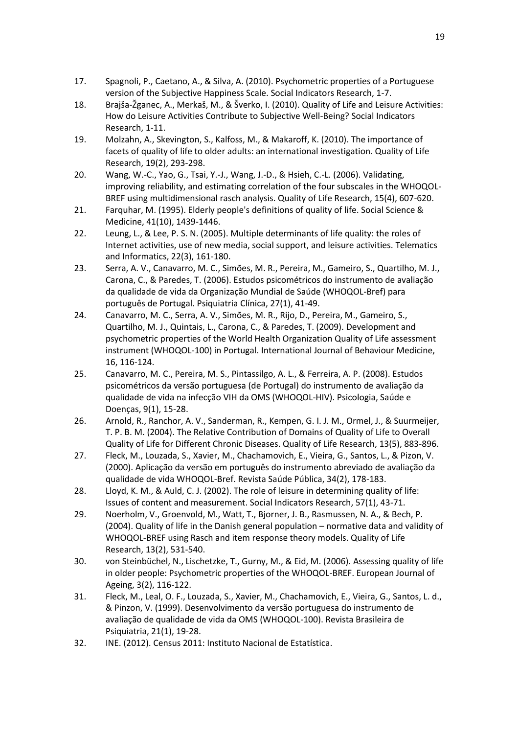17. Spagnoli, P., Caetano, A., & Silva, A. (2010). Psychometric properties of a Portuguese version of the Subjective Happiness Scale. Social Indicators Research, 1-7.
18. Brajša-Žganec, A., Merkaš, M., & Šverko, I. (2010). Quality of Life and Leisure Activities: How do Leisure Activities Contribute to Subjective Well-Being? Social Indicators Research, 1-11.
19. Molzahn, A., Skevington, S., Kalfoss, M., & Makaroff, K. (2010). The importance of facets of quality of life to older adults: an international investigation. Quality of Life Research, 19(2), 293-298.
20. Wang, W.-C., Yao, G., Tsai, Y.-J., Wang, J.-D., & Hsieh, C.-L. (2006). Validating, improving reliability, and estimating correlation of the four subscales in the WHOQOL-BREF using multidimensional rasch analysis. Quality of Life Research, 15(4), 607-620.
21. Farquhar, M. (1995). Elderly people's definitions of quality of life. Social Science & Medicine, 41(10), 1439-1446.
22. Leung, L., & Lee, P. S. N. (2005). Multiple determinants of life quality: the roles of Internet activities, use of new media, social support, and leisure activities. Telematics and Informatics, 22(3), 161-180.
23. Serra, A. V., Canavarro, M. C., Simões, M. R., Pereira, M., Gameiro, S., Quartilho, M. J., Carona, C., & Paredes, T. (2006). Estudos psicométricos do instrumento de avaliação da qualidade de vida da Organização Mundial de Saúde (WHOQOL-Bref) para português de Portugal. Psiquiatria Clínica, 27(1), 41-49.
24. Canavarro, M. C., Serra, A. V., Simões, M. R., Rijo, D., Pereira, M., Gameiro, S., Quartilho, M. J., Quintais, L., Carona, C., & Paredes, T. (2009). Development and psychometric properties of the World Health Organization Quality of Life assessment instrument (WHOQOL-100) in Portugal. International Journal of Behaviour Medicine, 16, 116-124.
25. Canavarro, M. C., Pereira, M. S., Pintassilgo, A. L., & Ferreira, A. P. (2008). Estudos psicométricos da versão portuguesa (de Portugal) do instrumento de avaliação da qualidade de vida na infecção VIH da OMS (WHOQOL-HIV). Psicologia, Saúde e Doenças, 9(1), 15-28.
26. Arnold, R., Ranchor, A. V., Sanderman, R., Kempen, G. I. J. M., Ormel, J., & Suurmeijer, T. P. B. M. (2004). The Relative Contribution of Domains of Quality of Life to Overall Quality of Life for Different Chronic Diseases. Quality of Life Research, 13(5), 883-896.
27. Fleck, M., Louzada, S., Xavier, M., Chachamovich, E., Vieira, G., Santos, L., & Pizon, V. (2000). Aplicação da versão em português do instrumento abreviado de avaliação da qualidade de vida WHOQOL-Bref. Revista Saúde Pública, 34(2), 178-183.
28. Lloyd, K. M., & Auld, C. J. (2002). The role of leisure in determining quality of life: Issues of content and measurement. Social Indicators Research, 57(1), 43-71.
29. Noerholm, V., Groenvold, M., Watt, T., Bjorner, J. B., Rasmussen, N. A., & Bech, P. (2004). Quality of life in the Danish general population – normative data and validity of WHOQOL-BREF using Rasch and item response theory models. Quality of Life Research, 13(2), 531-540.
30. von Steinbüchel, N., Lischetzke, T., Gurny, M., & Eid, M. (2006). Assessing quality of life in older people: Psychometric properties of the WHOQOL-BREF. European Journal of Ageing, 3(2), 116-122.
31. Fleck, M., Leal, O. F., Louzada, S., Xavier, M., Chachamovich, E., Vieira, G., Santos, L. d., & Pinzon, V. (1999). Desenvolvimento da versão portuguesa do instrumento de avaliação de qualidade de vida da OMS (WHOQOL-100). Revista Brasileira de Psiquiatria, 21(1), 19-28.
32. INE. (2012). Census 2011: Instituto Nacional de Estatística.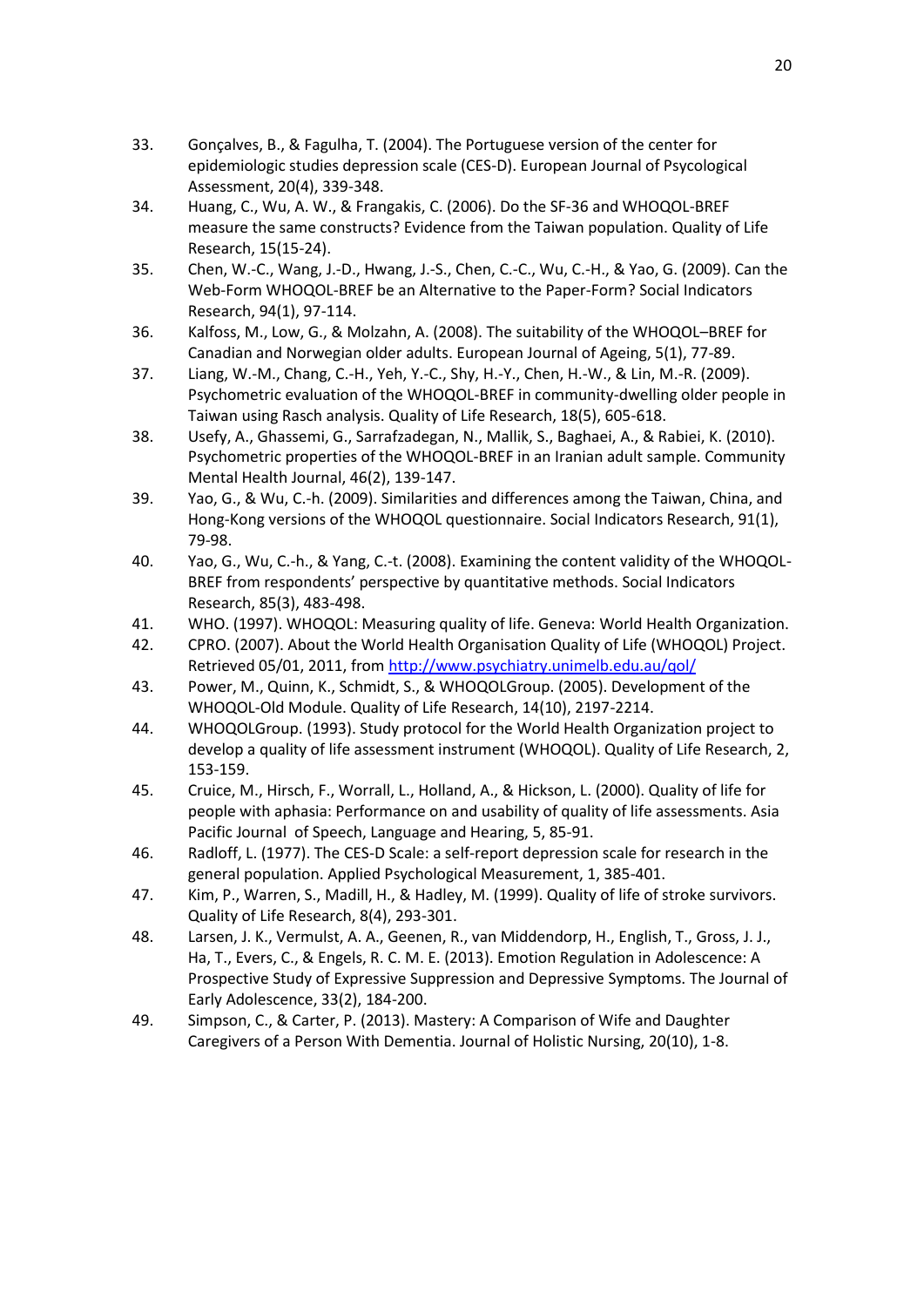33. Gonçalves, B., & Fagulha, T. (2004). The Portuguese version of the center for epidemiologic studies depression scale (CES-D). European Journal of Psycological Assessment, 20(4), 339-348.
34. Huang, C., Wu, A. W., & Frangakis, C. (2006). Do the SF-36 and WHOQOL-BREF measure the same constructs? Evidence from the Taiwan population. Quality of Life Research, 15(15-24).
35. Chen, W.-C., Wang, J.-D., Hwang, J.-S., Chen, C.-C., Wu, C.-H., & Yao, G. (2009). Can the Web-Form WHOQOL-BREF be an Alternative to the Paper-Form? Social Indicators Research, 94(1), 97-114.
36. Kalfoss, M., Low, G., & Molzahn, A. (2008). The suitability of the WHOQOL–BREF for Canadian and Norwegian older adults. European Journal of Ageing, 5(1), 77-89.
37. Liang, W.-M., Chang, C.-H., Yeh, Y.-C., Shy, H.-Y., Chen, H.-W., & Lin, M.-R. (2009). Psychometric evaluation of the WHOQOL-BREF in community-dwelling older people in Taiwan using Rasch analysis. Quality of Life Research, 18(5), 605-618.
38. Usefy, A., Ghassemi, G., Sarrafzadegan, N., Mallik, S., Baghaei, A., & Rabiei, K. (2010). Psychometric properties of the WHOQOL-BREF in an Iranian adult sample. Community Mental Health Journal, 46(2), 139-147.
39. Yao, G., & Wu, C.-h. (2009). Similarities and differences among the Taiwan, China, and Hong-Kong versions of the WHOQOL questionnaire. Social Indicators Research, 91(1), 79-98.
40. Yao, G., Wu, C.-h., & Yang, C.-t. (2008). Examining the content validity of the WHOQOL-BREF from respondents' perspective by quantitative methods. Social Indicators Research, 85(3), 483-498.
41. WHO. (1997). WHOQOL: Measuring quality of life. Geneva: World Health Organization.
42. CPRO. (2007). About the World Health Organisation Quality of Life (WHOQOL) Project. Retrieved 05/01, 2011, from http://www.psychiatry.unimelb.edu.au/qol/
43. Power, M., Quinn, K., Schmidt, S., & WHOQOLGroup. (2005). Development of the WHOQOL-Old Module. Quality of Life Research, 14(10), 2197-2214.
44. WHOQOLGroup. (1993). Study protocol for the World Health Organization project to develop a quality of life assessment instrument (WHOQOL). Quality of Life Research, 2, 153-159.
45. Cruice, M., Hirsch, F., Worrall, L., Holland, A., & Hickson, L. (2000). Quality of life for people with aphasia: Performance on and usability of quality of life assessments. Asia Pacific Journal of Speech, Language and Hearing, 5, 85-91.
46. Radloff, L. (1977). The CES-D Scale: a self-report depression scale for research in the general population. Applied Psychological Measurement, 1, 385-401.
47. Kim, P., Warren, S., Madill, H., & Hadley, M. (1999). Quality of life of stroke survivors. Quality of Life Research, 8(4), 293-301.
48. Larsen, J. K., Vermulst, A. A., Geenen, R., van Middendorp, H., English, T., Gross, J. J., Ha, T., Evers, C., & Engels, R. C. M. E. (2013). Emotion Regulation in Adolescence: A Prospective Study of Expressive Suppression and Depressive Symptoms. The Journal of Early Adolescence, 33(2), 184-200.
49. Simpson, C., & Carter, P. (2013). Mastery: A Comparison of Wife and Daughter Caregivers of a Person With Dementia. Journal of Holistic Nursing, 20(10), 1-8.